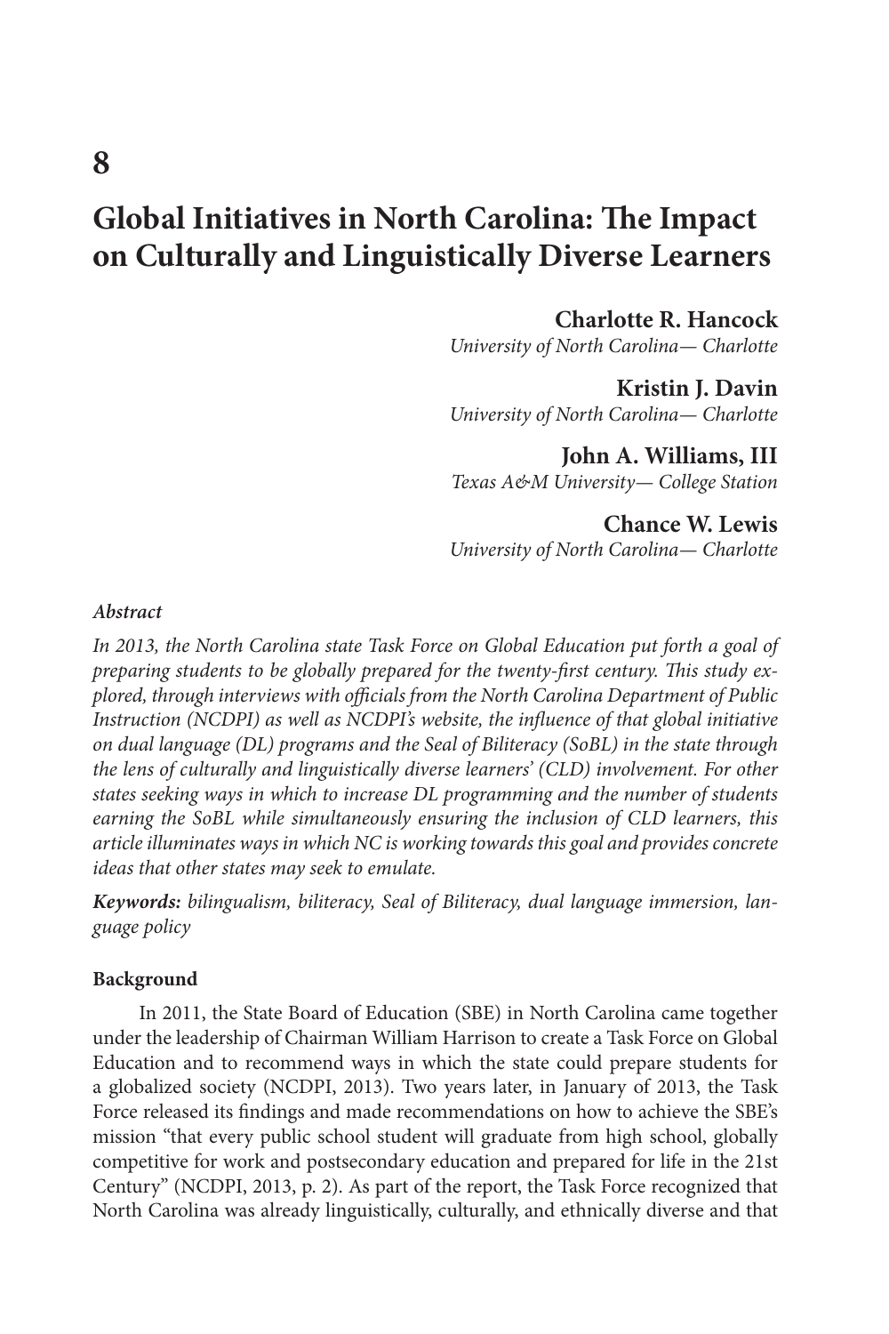# 8

# Global Initiatives in North Carolina: The Impact on Culturally and Linguistically Diverse Learners

**Charlotte R. Hancock**
*University of North Carolina— Charlotte*

**Kristin J. Davin**
*University of North Carolina— Charlotte*

**John A. Williams, III**
*Texas A&M University— College Station*

**Chance W. Lewis**
*University of North Carolina— Charlotte*

***Abstract***

*In 2013, the North Carolina state Task Force on Global Education put forth a goal of preparing students to be globally prepared for the twenty-first century. This study explored, through interviews with officials from the North Carolina Department of Public Instruction (NCDPI) as well as NCDPI's website, the influence of that global initiative on dual language (DL) programs and the Seal of Biliteracy (SoBL) in the state through the lens of culturally and linguistically diverse learners' (CLD) involvement. For other states seeking ways in which to increase DL programming and the number of students earning the SoBL while simultaneously ensuring the inclusion of CLD learners, this article illuminates ways in which NC is working towards this goal and provides concrete ideas that other states may seek to emulate.*

***Keywords:*** *bilingualism, biliteracy, Seal of Biliteracy, dual language immersion, language policy*

### Background

In 2011, the State Board of Education (SBE) in North Carolina came together under the leadership of Chairman William Harrison to create a Task Force on Global Education and to recommend ways in which the state could prepare students for a globalized society (NCDPI, 2013). Two years later, in January of 2013, the Task Force released its findings and made recommendations on how to achieve the SBE's mission "that every public school student will graduate from high school, globally competitive for work and postsecondary education and prepared for life in the 21st Century" (NCDPI, 2013, p. 2). As part of the report, the Task Force recognized that North Carolina was already linguistically, culturally, and ethnically diverse and that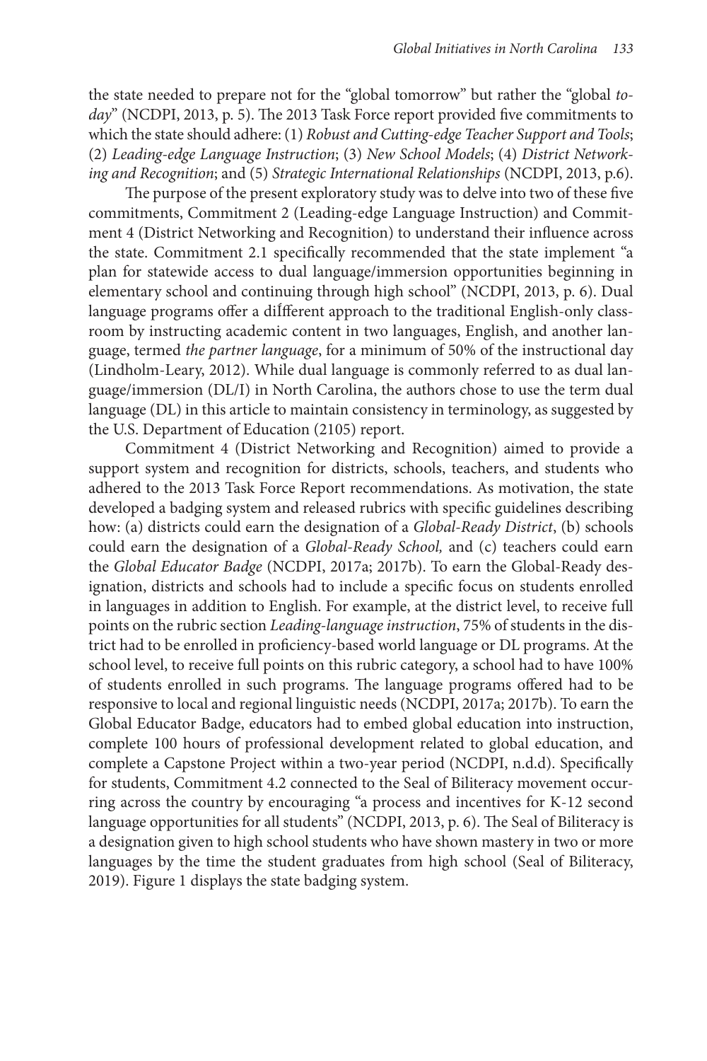the state needed to prepare not for the "global tomorrow" but rather the "global *today*" (NCDPI, 2013, p. 5). The 2013 Task Force report provided five commitments to which the state should adhere: (1) *Robust and Cutting-edge Teacher Support and Tools*; (2) *Leading-edge Language Instruction*; (3) *New School Models*; (4) *District Networking and Recognition*; and (5) *Strategic International Relationships* (NCDPI, 2013, p.6).

The purpose of the present exploratory study was to delve into two of these five commitments, Commitment 2 (Leading-edge Language Instruction) and Commitment 4 (District Networking and Recognition) to understand their influence across the state. Commitment 2.1 specifically recommended that the state implement "a plan for statewide access to dual language/immersion opportunities beginning in elementary school and continuing through high school" (NCDPI, 2013, p. 6). Dual language programs offer a diÍfferent approach to the traditional English-only classroom by instructing academic content in two languages, English, and another language, termed *the partner language*, for a minimum of 50% of the instructional day (Lindholm-Leary, 2012). While dual language is commonly referred to as dual language/immersion (DL/I) in North Carolina, the authors chose to use the term dual language (DL) in this article to maintain consistency in terminology, as suggested by the U.S. Department of Education (2105) report.

Commitment 4 (District Networking and Recognition) aimed to provide a support system and recognition for districts, schools, teachers, and students who adhered to the 2013 Task Force Report recommendations. As motivation, the state developed a badging system and released rubrics with specific guidelines describing how: (a) districts could earn the designation of a *Global-Ready District*, (b) schools could earn the designation of a *Global-Ready School,* and (c) teachers could earn the *Global Educator Badge* (NCDPI, 2017a; 2017b). To earn the Global-Ready designation, districts and schools had to include a specific focus on students enrolled in languages in addition to English. For example, at the district level, to receive full points on the rubric section *Leading-language instruction*, 75% of students in the district had to be enrolled in proficiency-based world language or DL programs. At the school level, to receive full points on this rubric category, a school had to have 100% of students enrolled in such programs. The language programs offered had to be responsive to local and regional linguistic needs (NCDPI, 2017a; 2017b). To earn the Global Educator Badge, educators had to embed global education into instruction, complete 100 hours of professional development related to global education, and complete a Capstone Project within a two-year period (NCDPI, n.d.d). Specifically for students, Commitment 4.2 connected to the Seal of Biliteracy movement occurring across the country by encouraging "a process and incentives for K-12 second language opportunities for all students" (NCDPI, 2013, p. 6). The Seal of Biliteracy is a designation given to high school students who have shown mastery in two or more languages by the time the student graduates from high school (Seal of Biliteracy, 2019). Figure 1 displays the state badging system.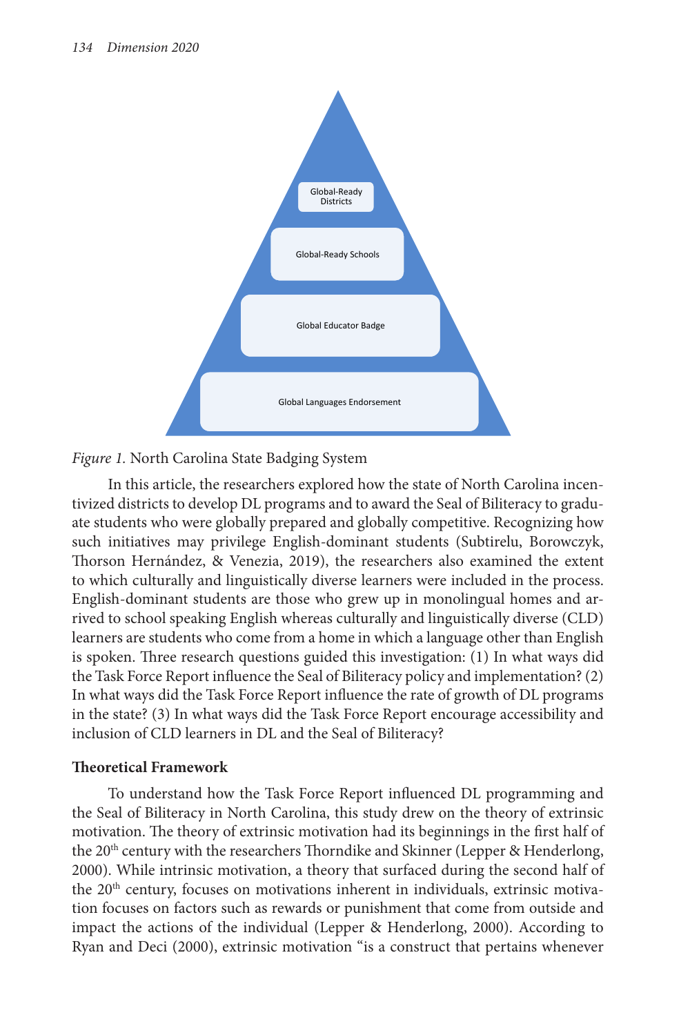Global-Ready Districts

Global-Ready Schools

Global Educator Badge

Global Languages Endorsement

*Figure 1.* North Carolina State Badging System

In this article, the researchers explored how the state of North Carolina incentivized districts to develop DL programs and to award the Seal of Biliteracy to graduate students who were globally prepared and globally competitive. Recognizing how such initiatives may privilege English-dominant students (Subtirelu, Borowczyk, Thorson Hernández, & Venezia, 2019), the researchers also examined the extent to which culturally and linguistically diverse learners were included in the process. English-dominant students are those who grew up in monolingual homes and arrived to school speaking English whereas culturally and linguistically diverse (CLD) learners are students who come from a home in which a language other than English is spoken. Three research questions guided this investigation: (1) In what ways did the Task Force Report influence the Seal of Biliteracy policy and implementation? (2) In what ways did the Task Force Report influence the rate of growth of DL programs in the state? (3) In what ways did the Task Force Report encourage accessibility and inclusion of CLD learners in DL and the Seal of Biliteracy?

**Theoretical Framework**

To understand how the Task Force Report influenced DL programming and the Seal of Biliteracy in North Carolina, this study drew on the theory of extrinsic motivation. The theory of extrinsic motivation had its beginnings in the first half of the 20th century with the researchers Thorndike and Skinner (Lepper & Henderlong, 2000). While intrinsic motivation, a theory that surfaced during the second half of the 20th century, focuses on motivations inherent in individuals, extrinsic motivation focuses on factors such as rewards or punishment that come from outside and impact the actions of the individual (Lepper & Henderlong, 2000). According to Ryan and Deci (2000), extrinsic motivation "is a construct that pertains whenever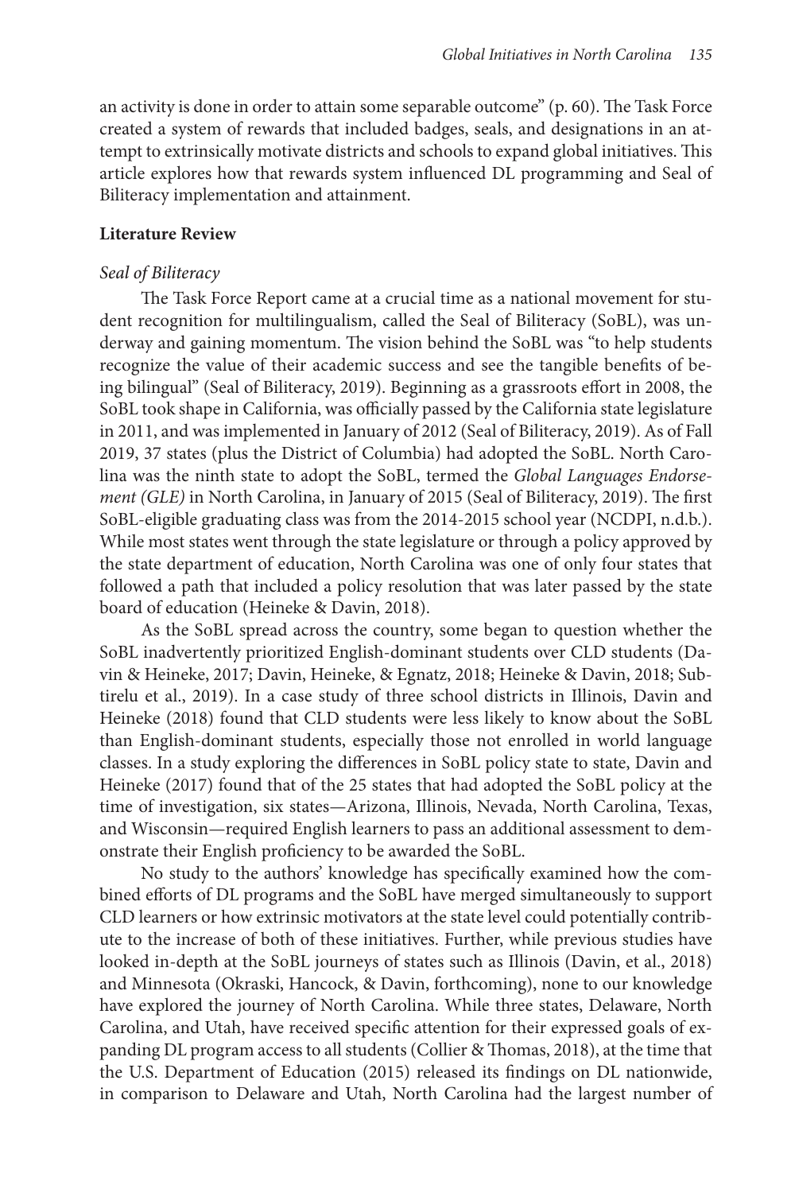an activity is done in order to attain some separable outcome" (p. 60). The Task Force created a system of rewards that included badges, seals, and designations in an attempt to extrinsically motivate districts and schools to expand global initiatives. This article explores how that rewards system influenced DL programming and Seal of Biliteracy implementation and attainment.

## Literature Review

### *Seal of Biliteracy*

The Task Force Report came at a crucial time as a national movement for student recognition for multilingualism, called the Seal of Biliteracy (SoBL), was underway and gaining momentum. The vision behind the SoBL was "to help students recognize the value of their academic success and see the tangible benefits of being bilingual" (Seal of Biliteracy, 2019). Beginning as a grassroots effort in 2008, the SoBL took shape in California, was officially passed by the California state legislature in 2011, and was implemented in January of 2012 (Seal of Biliteracy, 2019). As of Fall 2019, 37 states (plus the District of Columbia) had adopted the SoBL. North Carolina was the ninth state to adopt the SoBL, termed the *Global Languages Endorsement (GLE)* in North Carolina, in January of 2015 (Seal of Biliteracy, 2019). The first SoBL-eligible graduating class was from the 2014-2015 school year (NCDPI, n.d.b.). While most states went through the state legislature or through a policy approved by the state department of education, North Carolina was one of only four states that followed a path that included a policy resolution that was later passed by the state board of education (Heineke & Davin, 2018).

As the SoBL spread across the country, some began to question whether the SoBL inadvertently prioritized English-dominant students over CLD students (Davin & Heineke, 2017; Davin, Heineke, & Egnatz, 2018; Heineke & Davin, 2018; Subtirelu et al., 2019). In a case study of three school districts in Illinois, Davin and Heineke (2018) found that CLD students were less likely to know about the SoBL than English-dominant students, especially those not enrolled in world language classes. In a study exploring the differences in SoBL policy state to state, Davin and Heineke (2017) found that of the 25 states that had adopted the SoBL policy at the time of investigation, six states—Arizona, Illinois, Nevada, North Carolina, Texas, and Wisconsin—required English learners to pass an additional assessment to demonstrate their English proficiency to be awarded the SoBL.

No study to the authors' knowledge has specifically examined how the combined efforts of DL programs and the SoBL have merged simultaneously to support CLD learners or how extrinsic motivators at the state level could potentially contribute to the increase of both of these initiatives. Further, while previous studies have looked in-depth at the SoBL journeys of states such as Illinois (Davin, et al., 2018) and Minnesota (Okraski, Hancock, & Davin, forthcoming), none to our knowledge have explored the journey of North Carolina. While three states, Delaware, North Carolina, and Utah, have received specific attention for their expressed goals of expanding DL program access to all students (Collier & Thomas, 2018), at the time that the U.S. Department of Education (2015) released its findings on DL nationwide, in comparison to Delaware and Utah, North Carolina had the largest number of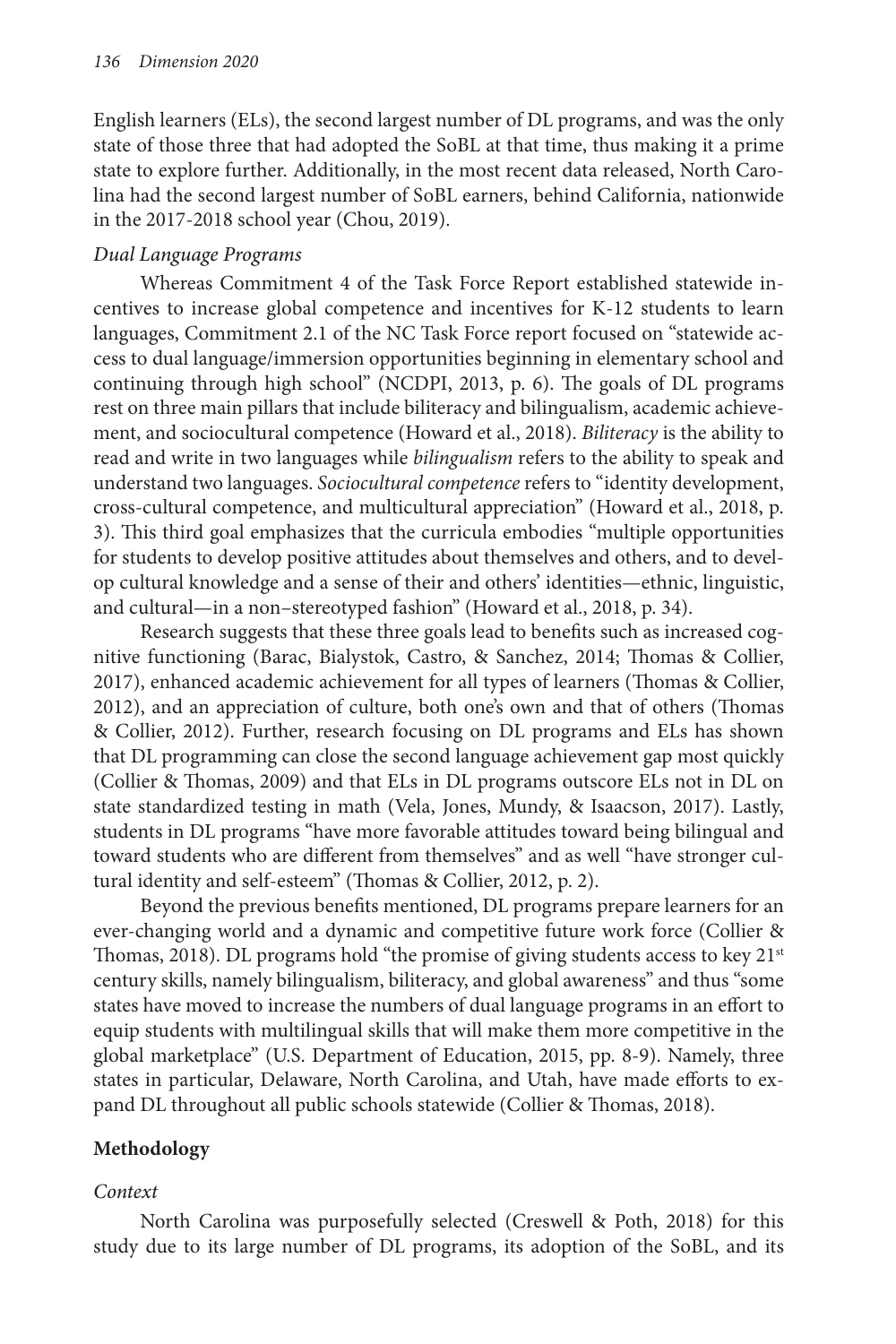English learners (ELs), the second largest number of DL programs, and was the only state of those three that had adopted the SoBL at that time, thus making it a prime state to explore further. Additionally, in the most recent data released, North Carolina had the second largest number of SoBL earners, behind California, nationwide in the 2017-2018 school year (Chou, 2019).

### *Dual Language Programs*

Whereas Commitment 4 of the Task Force Report established statewide incentives to increase global competence and incentives for K-12 students to learn languages, Commitment 2.1 of the NC Task Force report focused on "statewide access to dual language/immersion opportunities beginning in elementary school and continuing through high school" (NCDPI, 2013, p. 6). The goals of DL programs rest on three main pillars that include biliteracy and bilingualism, academic achievement, and sociocultural competence (Howard et al., 2018). *Biliteracy* is the ability to read and write in two languages while *bilingualism* refers to the ability to speak and understand two languages. *Sociocultural competence* refers to "identity development, cross-cultural competence, and multicultural appreciation" (Howard et al., 2018, p. 3). This third goal emphasizes that the curricula embodies "multiple opportunities for students to develop positive attitudes about themselves and others, and to develop cultural knowledge and a sense of their and others' identities—ethnic, linguistic, and cultural—in a non–stereotyped fashion" (Howard et al., 2018, p. 34).

Research suggests that these three goals lead to benefits such as increased cognitive functioning (Barac, Bialystok, Castro, & Sanchez, 2014; Thomas & Collier, 2017), enhanced academic achievement for all types of learners (Thomas & Collier, 2012), and an appreciation of culture, both one's own and that of others (Thomas & Collier, 2012). Further, research focusing on DL programs and ELs has shown that DL programming can close the second language achievement gap most quickly (Collier & Thomas, 2009) and that ELs in DL programs outscore ELs not in DL on state standardized testing in math (Vela, Jones, Mundy, & Isaacson, 2017). Lastly, students in DL programs "have more favorable attitudes toward being bilingual and toward students who are different from themselves" and as well "have stronger cultural identity and self-esteem" (Thomas & Collier, 2012, p. 2).

Beyond the previous benefits mentioned, DL programs prepare learners for an ever-changing world and a dynamic and competitive future work force (Collier & Thomas, 2018). DL programs hold "the promise of giving students access to key 21st century skills, namely bilingualism, biliteracy, and global awareness" and thus "some states have moved to increase the numbers of dual language programs in an effort to equip students with multilingual skills that will make them more competitive in the global marketplace" (U.S. Department of Education, 2015, pp. 8-9). Namely, three states in particular, Delaware, North Carolina, and Utah, have made efforts to expand DL throughout all public schools statewide (Collier & Thomas, 2018).

## **Methodology**

### *Context*

North Carolina was purposefully selected (Creswell & Poth, 2018) for this study due to its large number of DL programs, its adoption of the SoBL, and its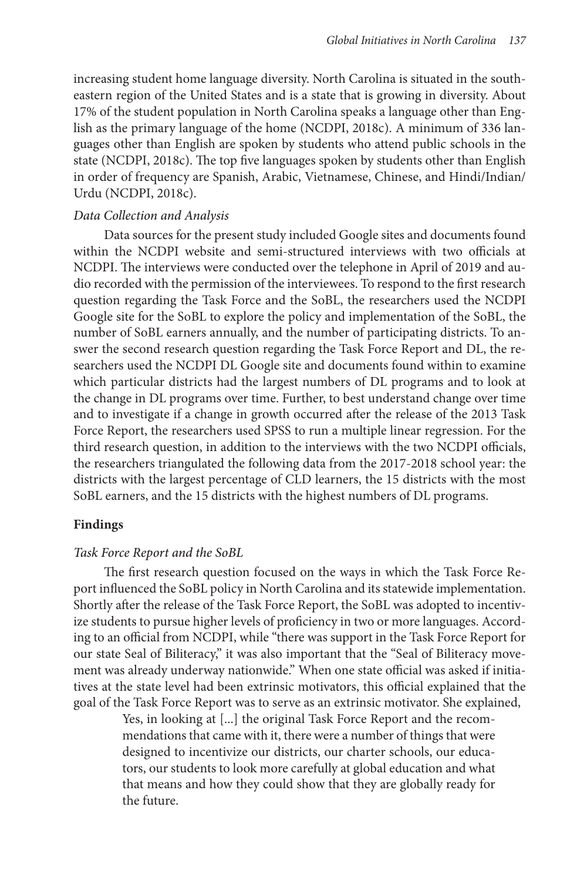increasing student home language diversity. North Carolina is situated in the southeastern region of the United States and is a state that is growing in diversity. About 17% of the student population in North Carolina speaks a language other than English as the primary language of the home (NCDPI, 2018c). A minimum of 336 languages other than English are spoken by students who attend public schools in the state (NCDPI, 2018c). The top five languages spoken by students other than English in order of frequency are Spanish, Arabic, Vietnamese, Chinese, and Hindi/Indian/Urdu (NCDPI, 2018c).

*Data Collection and Analysis*

Data sources for the present study included Google sites and documents found within the NCDPI website and semi-structured interviews with two officials at NCDPI. The interviews were conducted over the telephone in April of 2019 and audio recorded with the permission of the interviewees. To respond to the first research question regarding the Task Force and the SoBL, the researchers used the NCDPI Google site for the SoBL to explore the policy and implementation of the SoBL, the number of SoBL earners annually, and the number of participating districts. To answer the second research question regarding the Task Force Report and DL, the researchers used the NCDPI DL Google site and documents found within to examine which particular districts had the largest numbers of DL programs and to look at the change in DL programs over time. Further, to best understand change over time and to investigate if a change in growth occurred after the release of the 2013 Task Force Report, the researchers used SPSS to run a multiple linear regression. For the third research question, in addition to the interviews with the two NCDPI officials, the researchers triangulated the following data from the 2017-2018 school year: the districts with the largest percentage of CLD learners, the 15 districts with the most SoBL earners, and the 15 districts with the highest numbers of DL programs.

## Findings

*Task Force Report and the SoBL*

The first research question focused on the ways in which the Task Force Report influenced the SoBL policy in North Carolina and its statewide implementation. Shortly after the release of the Task Force Report, the SoBL was adopted to incentivize students to pursue higher levels of proficiency in two or more languages. According to an official from NCDPI, while "there was support in the Task Force Report for our state Seal of Biliteracy," it was also important that the "Seal of Biliteracy movement was already underway nationwide." When one state official was asked if initiatives at the state level had been extrinsic motivators, this official explained that the goal of the Task Force Report was to serve as an extrinsic motivator. She explained,

> Yes, in looking at [...] the original Task Force Report and the recommendations that came with it, there were a number of things that were designed to incentivize our districts, our charter schools, our educators, our students to look more carefully at global education and what that means and how they could show that they are globally ready for the future.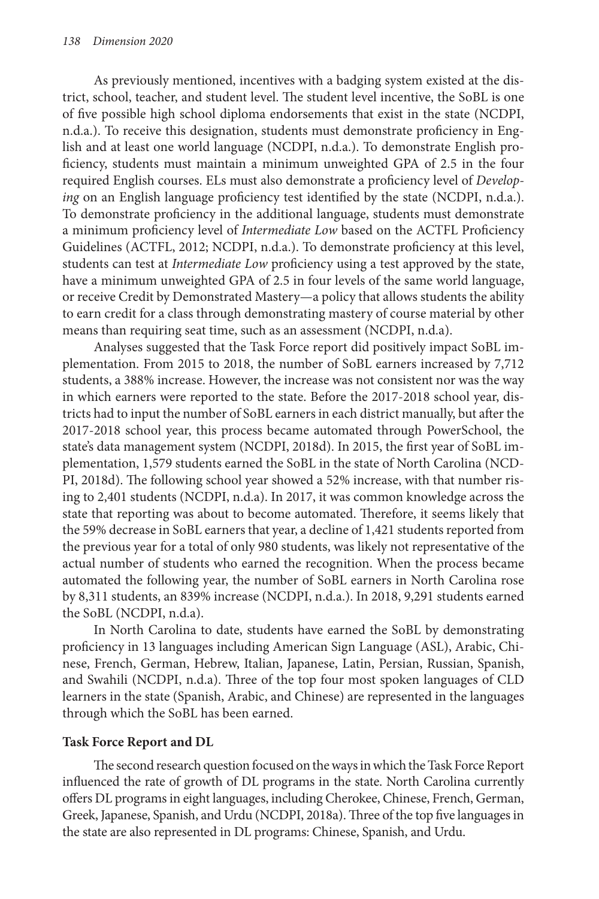As previously mentioned, incentives with a badging system existed at the district, school, teacher, and student level. The student level incentive, the SoBL is one of five possible high school diploma endorsements that exist in the state (NCDPI, n.d.a.). To receive this designation, students must demonstrate proficiency in English and at least one world language (NCDPI, n.d.a.). To demonstrate English proficiency, students must maintain a minimum unweighted GPA of 2.5 in the four required English courses. ELs must also demonstrate a proficiency level of *Developing* on an English language proficiency test identified by the state (NCDPI, n.d.a.). To demonstrate proficiency in the additional language, students must demonstrate a minimum proficiency level of *Intermediate Low* based on the ACTFL Proficiency Guidelines (ACTFL, 2012; NCDPI, n.d.a.). To demonstrate proficiency at this level, students can test at *Intermediate Low* proficiency using a test approved by the state, have a minimum unweighted GPA of 2.5 in four levels of the same world language, or receive Credit by Demonstrated Mastery—a policy that allows students the ability to earn credit for a class through demonstrating mastery of course material by other means than requiring seat time, such as an assessment (NCDPI, n.d.a).

Analyses suggested that the Task Force report did positively impact SoBL implementation. From 2015 to 2018, the number of SoBL earners increased by 7,712 students, a 388% increase. However, the increase was not consistent nor was the way in which earners were reported to the state. Before the 2017-2018 school year, districts had to input the number of SoBL earners in each district manually, but after the 2017-2018 school year, this process became automated through PowerSchool, the state's data management system (NCDPI, 2018d). In 2015, the first year of SoBL implementation, 1,579 students earned the SoBL in the state of North Carolina (NCDPI, 2018d). The following school year showed a 52% increase, with that number rising to 2,401 students (NCDPI, n.d.a). In 2017, it was common knowledge across the state that reporting was about to become automated. Therefore, it seems likely that the 59% decrease in SoBL earners that year, a decline of 1,421 students reported from the previous year for a total of only 980 students, was likely not representative of the actual number of students who earned the recognition. When the process became automated the following year, the number of SoBL earners in North Carolina rose by 8,311 students, an 839% increase (NCDPI, n.d.a.). In 2018, 9,291 students earned the SoBL (NCDPI, n.d.a).

In North Carolina to date, students have earned the SoBL by demonstrating proficiency in 13 languages including American Sign Language (ASL), Arabic, Chinese, French, German, Hebrew, Italian, Japanese, Latin, Persian, Russian, Spanish, and Swahili (NCDPI, n.d.a). Three of the top four most spoken languages of CLD learners in the state (Spanish, Arabic, and Chinese) are represented in the languages through which the SoBL has been earned.

**Task Force Report and DL**

The second research question focused on the ways in which the Task Force Report influenced the rate of growth of DL programs in the state. North Carolina currently offers DL programs in eight languages, including Cherokee, Chinese, French, German, Greek, Japanese, Spanish, and Urdu (NCDPI, 2018a). Three of the top five languages in the state are also represented in DL programs: Chinese, Spanish, and Urdu.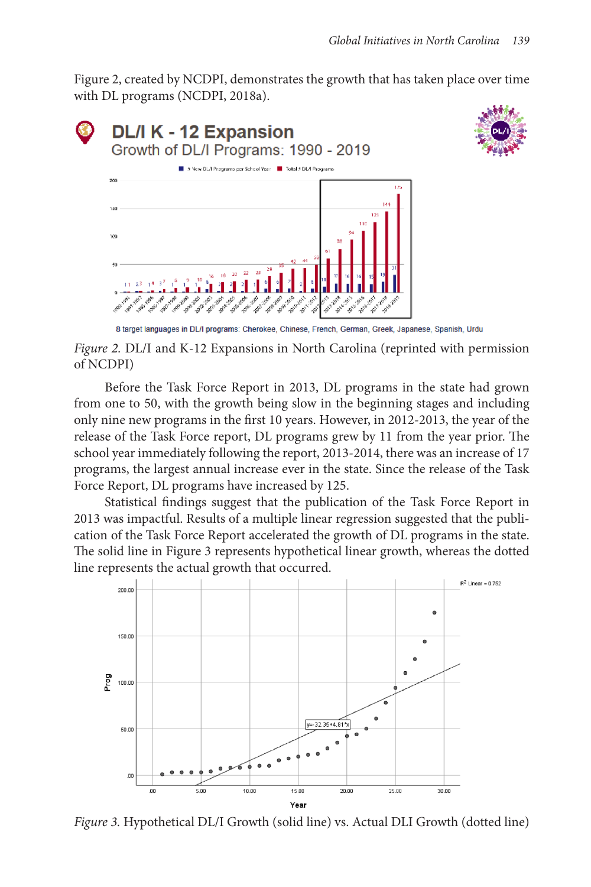Figure 2, created by NCDPI, demonstrates the growth that has taken place over time with DL programs (NCDPI, 2018a).

*Figure 2.* DL/I and K-12 Expansions in North Carolina (reprinted with permission of NCDPI)

Before the Task Force Report in 2013, DL programs in the state had grown from one to 50, with the growth being slow in the beginning stages and including only nine new programs in the first 10 years. However, in 2012-2013, the year of the release of the Task Force report, DL programs grew by 11 from the year prior. The school year immediately following the report, 2013-2014, there was an increase of 17 programs, the largest annual increase ever in the state. Since the release of the Task Force Report, DL programs have increased by 125.

Statistical findings suggest that the publication of the Task Force Report in 2013 was impactful. Results of a multiple linear regression suggested that the publication of the Task Force Report accelerated the growth of DL programs in the state. The solid line in Figure 3 represents hypothetical linear growth, whereas the dotted line represents the actual growth that occurred.

*Figure 3.* Hypothetical DL/I Growth (solid line) vs. Actual DLI Growth (dotted line)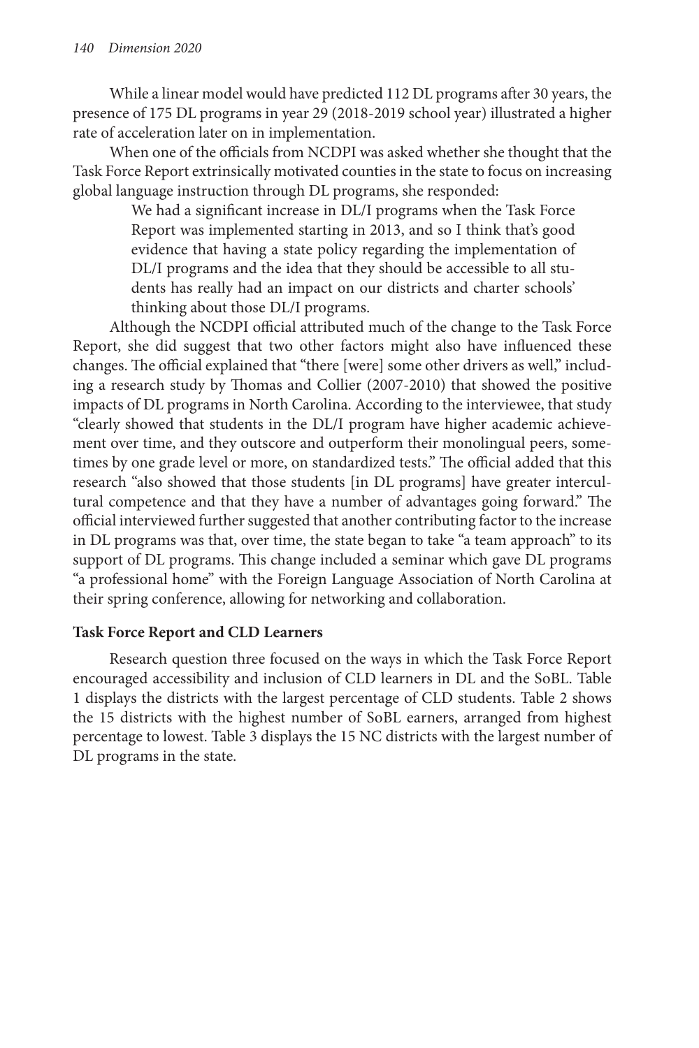While a linear model would have predicted 112 DL programs after 30 years, the presence of 175 DL programs in year 29 (2018-2019 school year) illustrated a higher rate of acceleration later on in implementation.

When one of the officials from NCDPI was asked whether she thought that the Task Force Report extrinsically motivated counties in the state to focus on increasing global language instruction through DL programs, she responded:

> We had a significant increase in DL/I programs when the Task Force Report was implemented starting in 2013, and so I think that's good evidence that having a state policy regarding the implementation of DL/I programs and the idea that they should be accessible to all students has really had an impact on our districts and charter schools' thinking about those DL/I programs.

Although the NCDPI official attributed much of the change to the Task Force Report, she did suggest that two other factors might also have influenced these changes. The official explained that "there [were] some other drivers as well," including a research study by Thomas and Collier (2007-2010) that showed the positive impacts of DL programs in North Carolina. According to the interviewee, that study "clearly showed that students in the DL/I program have higher academic achievement over time, and they outscore and outperform their monolingual peers, sometimes by one grade level or more, on standardized tests." The official added that this research "also showed that those students [in DL programs] have greater intercultural competence and that they have a number of advantages going forward." The official interviewed further suggested that another contributing factor to the increase in DL programs was that, over time, the state began to take "a team approach" to its support of DL programs. This change included a seminar which gave DL programs "a professional home" with the Foreign Language Association of North Carolina at their spring conference, allowing for networking and collaboration.

**Task Force Report and CLD Learners**

Research question three focused on the ways in which the Task Force Report encouraged accessibility and inclusion of CLD learners in DL and the SoBL. Table 1 displays the districts with the largest percentage of CLD students. Table 2 shows the 15 districts with the highest number of SoBL earners, arranged from highest percentage to lowest. Table 3 displays the 15 NC districts with the largest number of DL programs in the state.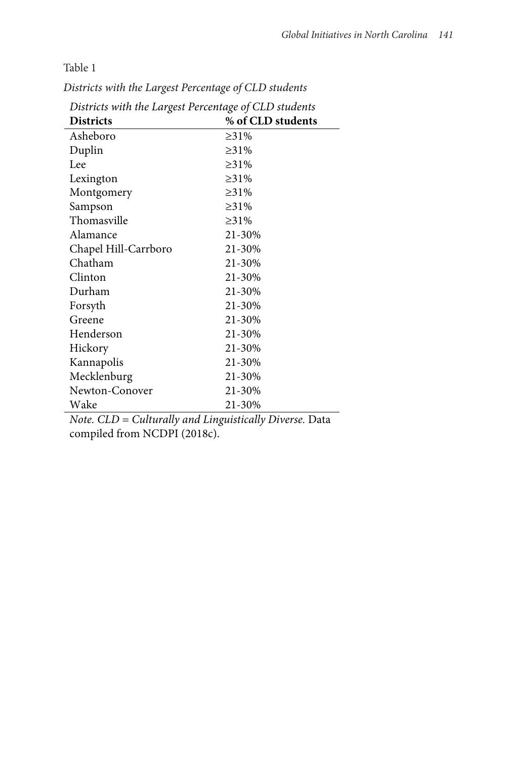Table 1

*Districts with the Largest Percentage of CLD students*

*Districts with the Largest Percentage of CLD students*

| **Districts** | **% of CLD students** |
|---|---|
| Asheboro | ≥31% |
| Duplin | ≥31% |
| Lee | ≥31% |
| Lexington | ≥31% |
| Montgomery | ≥31% |
| Sampson | ≥31% |
| Thomasville | ≥31% |
| Alamance | 21-30% |
| Chapel Hill-Carrboro | 21-30% |
| Chatham | 21-30% |
| Clinton | 21-30% |
| Durham | 21-30% |
| Forsyth | 21-30% |
| Greene | 21-30% |
| Henderson | 21-30% |
| Hickory | 21-30% |
| Kannapolis | 21-30% |
| Mecklenburg | 21-30% |
| Newton-Conover | 21-30% |
| Wake | 21-30% |

*Note. CLD = Culturally and Linguistically Diverse.* Data compiled from NCDPI (2018c).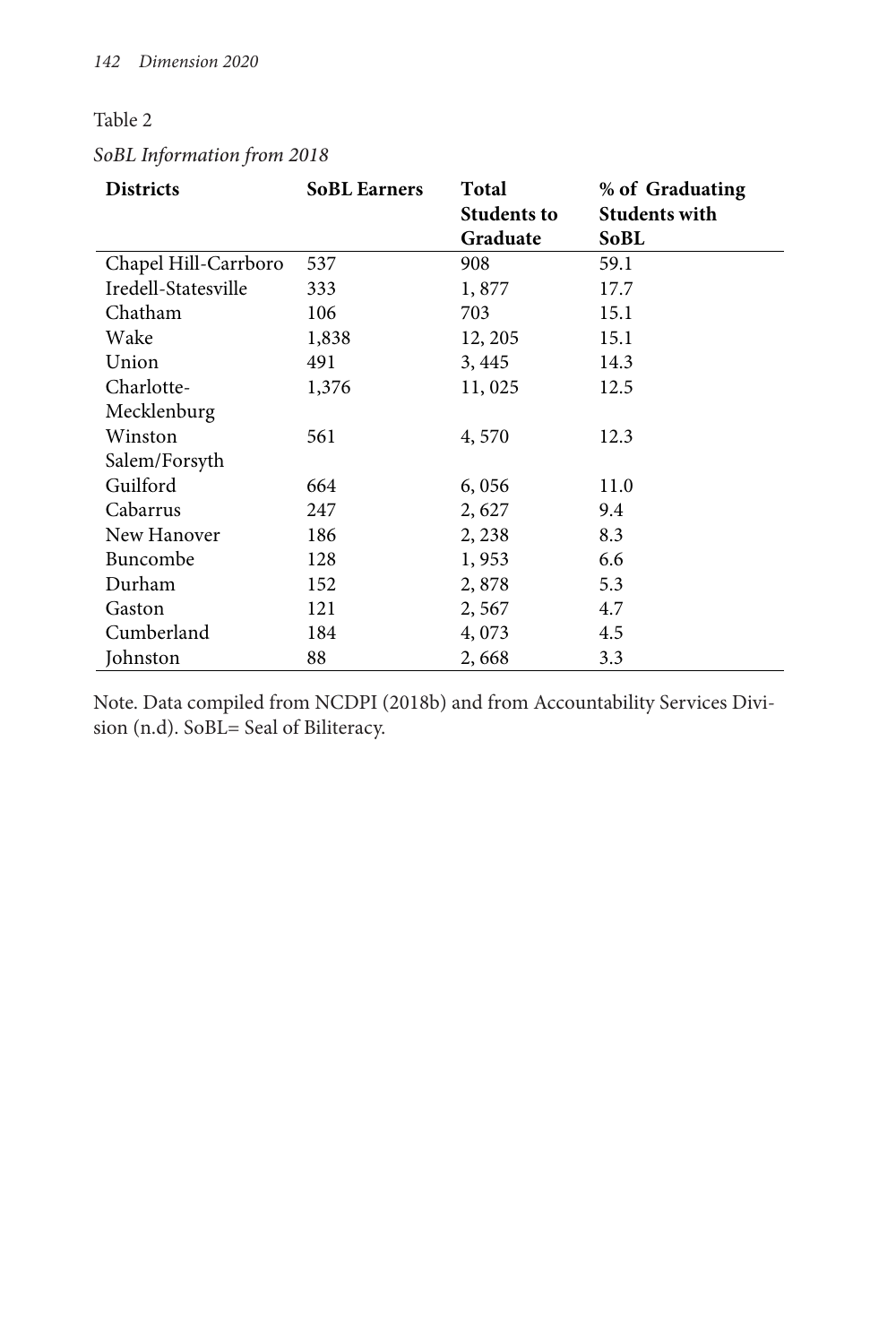Table 2

*SoBL Information from 2018*

| Districts | SoBL Earners | Total Students to Graduate | % of Graduating Students with SoBL |
|---|---|---|---|
| Chapel Hill-Carrboro | 537 | 908 | 59.1 |
| Iredell-Statesville | 333 | 1, 877 | 17.7 |
| Chatham | 106 | 703 | 15.1 |
| Wake | 1,838 | 12, 205 | 15.1 |
| Union | 491 | 3, 445 | 14.3 |
| Charlotte-Mecklenburg | 1,376 | 11, 025 | 12.5 |
| Winston Salem/Forsyth | 561 | 4, 570 | 12.3 |
| Guilford | 664 | 6, 056 | 11.0 |
| Cabarrus | 247 | 2, 627 | 9.4 |
| New Hanover | 186 | 2, 238 | 8.3 |
| Buncombe | 128 | 1, 953 | 6.6 |
| Durham | 152 | 2, 878 | 5.3 |
| Gaston | 121 | 2, 567 | 4.7 |
| Cumberland | 184 | 4, 073 | 4.5 |
| Johnston | 88 | 2, 668 | 3.3 |

Note. Data compiled from NCDPI (2018b) and from Accountability Services Division (n.d). SoBL= Seal of Biliteracy.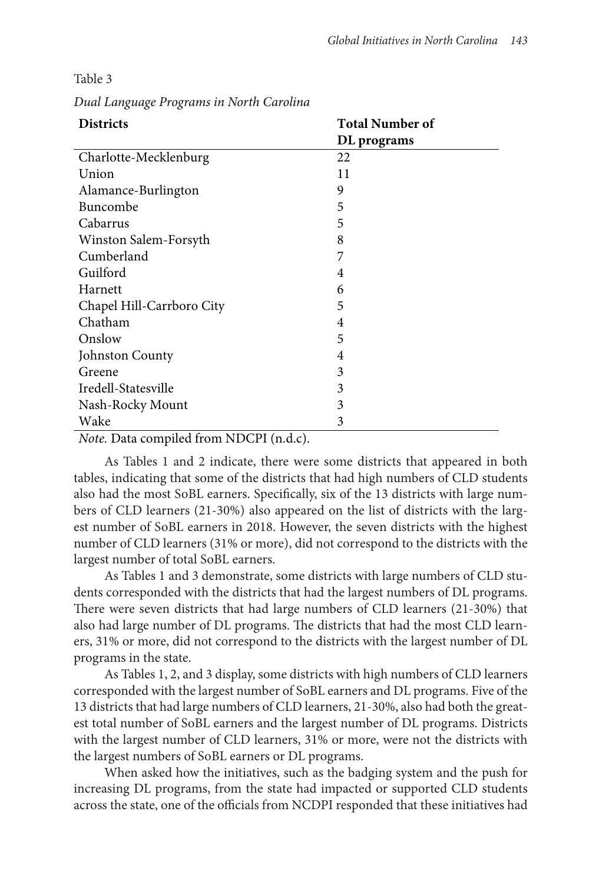Table 3

*Dual Language Programs in North Carolina*

| Districts | Total Number of DL programs |
|---|---|
| Charlotte-Mecklenburg | 22 |
| Union | 11 |
| Alamance-Burlington | 9 |
| Buncombe | 5 |
| Cabarrus | 5 |
| Winston Salem-Forsyth | 8 |
| Cumberland | 7 |
| Guilford | 4 |
| Harnett | 6 |
| Chapel Hill-Carrboro City | 5 |
| Chatham | 4 |
| Onslow | 5 |
| Johnston County | 4 |
| Greene | 3 |
| Iredell-Statesville | 3 |
| Nash-Rocky Mount | 3 |
| Wake | 3 |

*Note.* Data compiled from NDCPI (n.d.c).

As Tables 1 and 2 indicate, there were some districts that appeared in both tables, indicating that some of the districts that had high numbers of CLD students also had the most SoBL earners. Specifically, six of the 13 districts with large numbers of CLD learners (21-30%) also appeared on the list of districts with the largest number of SoBL earners in 2018. However, the seven districts with the highest number of CLD learners (31% or more), did not correspond to the districts with the largest number of total SoBL earners.

As Tables 1 and 3 demonstrate, some districts with large numbers of CLD students corresponded with the districts that had the largest numbers of DL programs. There were seven districts that had large numbers of CLD learners (21-30%) that also had large number of DL programs. The districts that had the most CLD learners, 31% or more, did not correspond to the districts with the largest number of DL programs in the state.

As Tables 1, 2, and 3 display, some districts with high numbers of CLD learners corresponded with the largest number of SoBL earners and DL programs. Five of the 13 districts that had large numbers of CLD learners, 21-30%, also had both the greatest total number of SoBL earners and the largest number of DL programs. Districts with the largest number of CLD learners, 31% or more, were not the districts with the largest numbers of SoBL earners or DL programs.

When asked how the initiatives, such as the badging system and the push for increasing DL programs, from the state had impacted or supported CLD students across the state, one of the officials from NCDPI responded that these initiatives had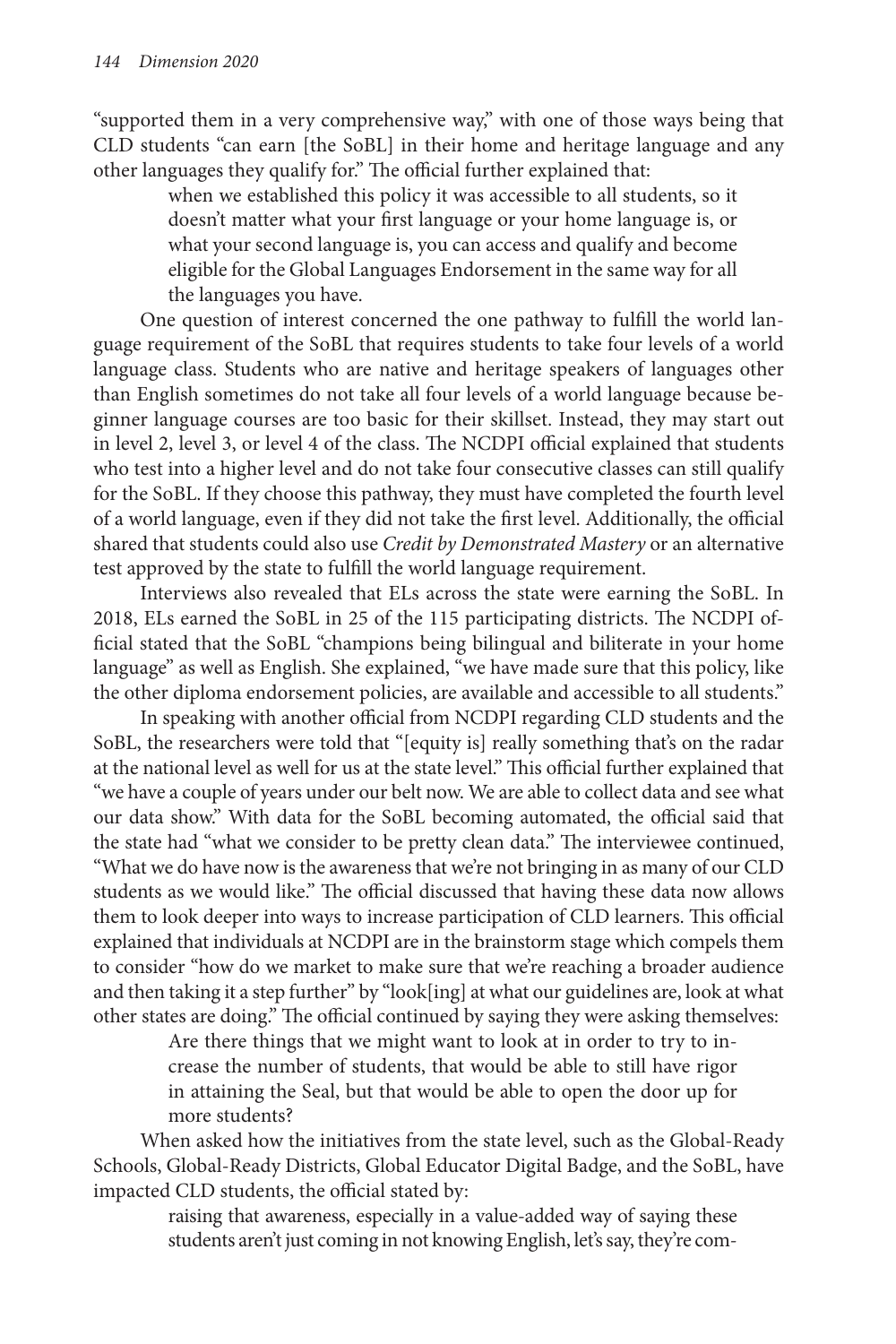"supported them in a very comprehensive way," with one of those ways being that CLD students "can earn [the SoBL] in their home and heritage language and any other languages they qualify for." The official further explained that:

> when we established this policy it was accessible to all students, so it doesn't matter what your first language or your home language is, or what your second language is, you can access and qualify and become eligible for the Global Languages Endorsement in the same way for all the languages you have.

One question of interest concerned the one pathway to fulfill the world language requirement of the SoBL that requires students to take four levels of a world language class. Students who are native and heritage speakers of languages other than English sometimes do not take all four levels of a world language because beginner language courses are too basic for their skillset. Instead, they may start out in level 2, level 3, or level 4 of the class. The NCDPI official explained that students who test into a higher level and do not take four consecutive classes can still qualify for the SoBL. If they choose this pathway, they must have completed the fourth level of a world language, even if they did not take the first level. Additionally, the official shared that students could also use *Credit by Demonstrated Mastery* or an alternative test approved by the state to fulfill the world language requirement.

Interviews also revealed that ELs across the state were earning the SoBL. In 2018, ELs earned the SoBL in 25 of the 115 participating districts. The NCDPI official stated that the SoBL "champions being bilingual and biliterate in your home language" as well as English. She explained, "we have made sure that this policy, like the other diploma endorsement policies, are available and accessible to all students."

In speaking with another official from NCDPI regarding CLD students and the SoBL, the researchers were told that "[equity is] really something that's on the radar at the national level as well for us at the state level." This official further explained that "we have a couple of years under our belt now. We are able to collect data and see what our data show." With data for the SoBL becoming automated, the official said that the state had "what we consider to be pretty clean data." The interviewee continued, "What we do have now is the awareness that we're not bringing in as many of our CLD students as we would like." The official discussed that having these data now allows them to look deeper into ways to increase participation of CLD learners. This official explained that individuals at NCDPI are in the brainstorm stage which compels them to consider "how do we market to make sure that we're reaching a broader audience and then taking it a step further" by "look[ing] at what our guidelines are, look at what other states are doing." The official continued by saying they were asking themselves:

> Are there things that we might want to look at in order to try to increase the number of students, that would be able to still have rigor in attaining the Seal, but that would be able to open the door up for more students?

When asked how the initiatives from the state level, such as the Global-Ready Schools, Global-Ready Districts, Global Educator Digital Badge, and the SoBL, have impacted CLD students, the official stated by:

> raising that awareness, especially in a value-added way of saying these students aren't just coming in not knowing English, let's say, they're com-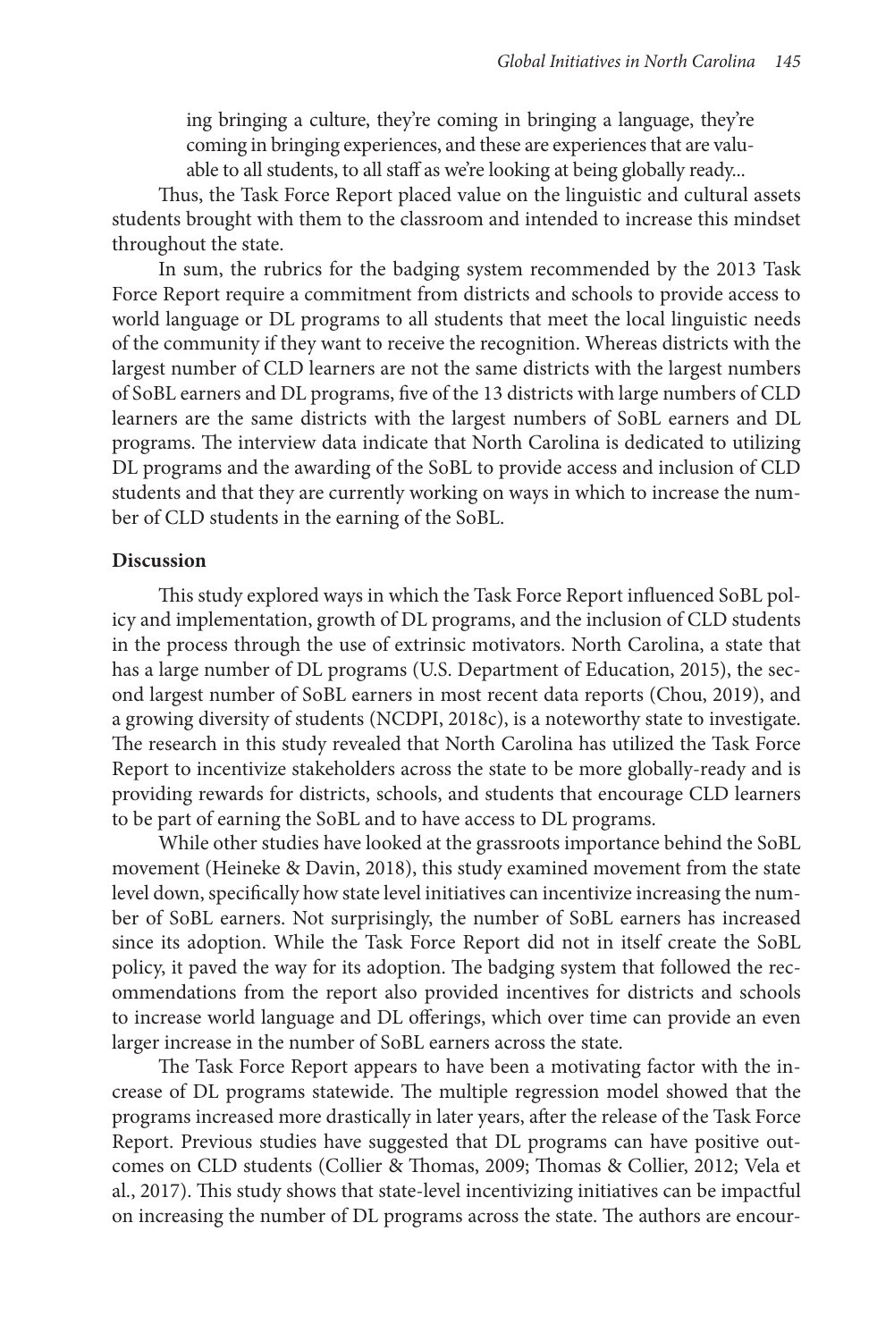ing bringing a culture, they're coming in bringing a language, they're coming in bringing experiences, and these are experiences that are valuable to all students, to all staff as we're looking at being globally ready...

Thus, the Task Force Report placed value on the linguistic and cultural assets students brought with them to the classroom and intended to increase this mindset throughout the state.

In sum, the rubrics for the badging system recommended by the 2013 Task Force Report require a commitment from districts and schools to provide access to world language or DL programs to all students that meet the local linguistic needs of the community if they want to receive the recognition. Whereas districts with the largest number of CLD learners are not the same districts with the largest numbers of SoBL earners and DL programs, five of the 13 districts with large numbers of CLD learners are the same districts with the largest numbers of SoBL earners and DL programs. The interview data indicate that North Carolina is dedicated to utilizing DL programs and the awarding of the SoBL to provide access and inclusion of CLD students and that they are currently working on ways in which to increase the number of CLD students in the earning of the SoBL.

**Discussion**

This study explored ways in which the Task Force Report influenced SoBL policy and implementation, growth of DL programs, and the inclusion of CLD students in the process through the use of extrinsic motivators. North Carolina, a state that has a large number of DL programs (U.S. Department of Education, 2015), the second largest number of SoBL earners in most recent data reports (Chou, 2019), and a growing diversity of students (NCDPI, 2018c), is a noteworthy state to investigate. The research in this study revealed that North Carolina has utilized the Task Force Report to incentivize stakeholders across the state to be more globally-ready and is providing rewards for districts, schools, and students that encourage CLD learners to be part of earning the SoBL and to have access to DL programs.

While other studies have looked at the grassroots importance behind the SoBL movement (Heineke & Davin, 2018), this study examined movement from the state level down, specifically how state level initiatives can incentivize increasing the number of SoBL earners. Not surprisingly, the number of SoBL earners has increased since its adoption. While the Task Force Report did not in itself create the SoBL policy, it paved the way for its adoption. The badging system that followed the recommendations from the report also provided incentives for districts and schools to increase world language and DL offerings, which over time can provide an even larger increase in the number of SoBL earners across the state.

The Task Force Report appears to have been a motivating factor with the increase of DL programs statewide. The multiple regression model showed that the programs increased more drastically in later years, after the release of the Task Force Report. Previous studies have suggested that DL programs can have positive outcomes on CLD students (Collier & Thomas, 2009; Thomas & Collier, 2012; Vela et al., 2017). This study shows that state-level incentivizing initiatives can be impactful on increasing the number of DL programs across the state. The authors are encour-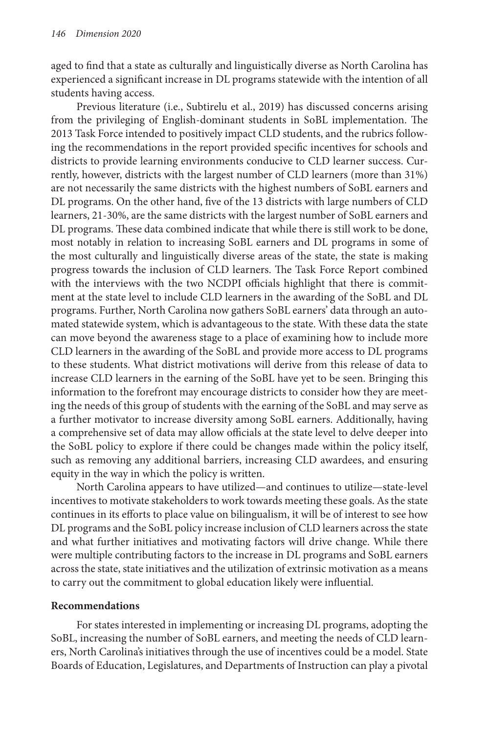aged to find that a state as culturally and linguistically diverse as North Carolina has experienced a significant increase in DL programs statewide with the intention of all students having access.

Previous literature (i.e., Subtirelu et al., 2019) has discussed concerns arising from the privileging of English-dominant students in SoBL implementation. The 2013 Task Force intended to positively impact CLD students, and the rubrics following the recommendations in the report provided specific incentives for schools and districts to provide learning environments conducive to CLD learner success. Currently, however, districts with the largest number of CLD learners (more than 31%) are not necessarily the same districts with the highest numbers of SoBL earners and DL programs. On the other hand, five of the 13 districts with large numbers of CLD learners, 21-30%, are the same districts with the largest number of SoBL earners and DL programs. These data combined indicate that while there is still work to be done, most notably in relation to increasing SoBL earners and DL programs in some of the most culturally and linguistically diverse areas of the state, the state is making progress towards the inclusion of CLD learners. The Task Force Report combined with the interviews with the two NCDPI officials highlight that there is commitment at the state level to include CLD learners in the awarding of the SoBL and DL programs. Further, North Carolina now gathers SoBL earners' data through an automated statewide system, which is advantageous to the state. With these data the state can move beyond the awareness stage to a place of examining how to include more CLD learners in the awarding of the SoBL and provide more access to DL programs to these students. What district motivations will derive from this release of data to increase CLD learners in the earning of the SoBL have yet to be seen. Bringing this information to the forefront may encourage districts to consider how they are meeting the needs of this group of students with the earning of the SoBL and may serve as a further motivator to increase diversity among SoBL earners. Additionally, having a comprehensive set of data may allow officials at the state level to delve deeper into the SoBL policy to explore if there could be changes made within the policy itself, such as removing any additional barriers, increasing CLD awardees, and ensuring equity in the way in which the policy is written.

North Carolina appears to have utilized—and continues to utilize—state-level incentives to motivate stakeholders to work towards meeting these goals. As the state continues in its efforts to place value on bilingualism, it will be of interest to see how DL programs and the SoBL policy increase inclusion of CLD learners across the state and what further initiatives and motivating factors will drive change. While there were multiple contributing factors to the increase in DL programs and SoBL earners across the state, state initiatives and the utilization of extrinsic motivation as a means to carry out the commitment to global education likely were influential.

## Recommendations

For states interested in implementing or increasing DL programs, adopting the SoBL, increasing the number of SoBL earners, and meeting the needs of CLD learners, North Carolina's initiatives through the use of incentives could be a model. State Boards of Education, Legislatures, and Departments of Instruction can play a pivotal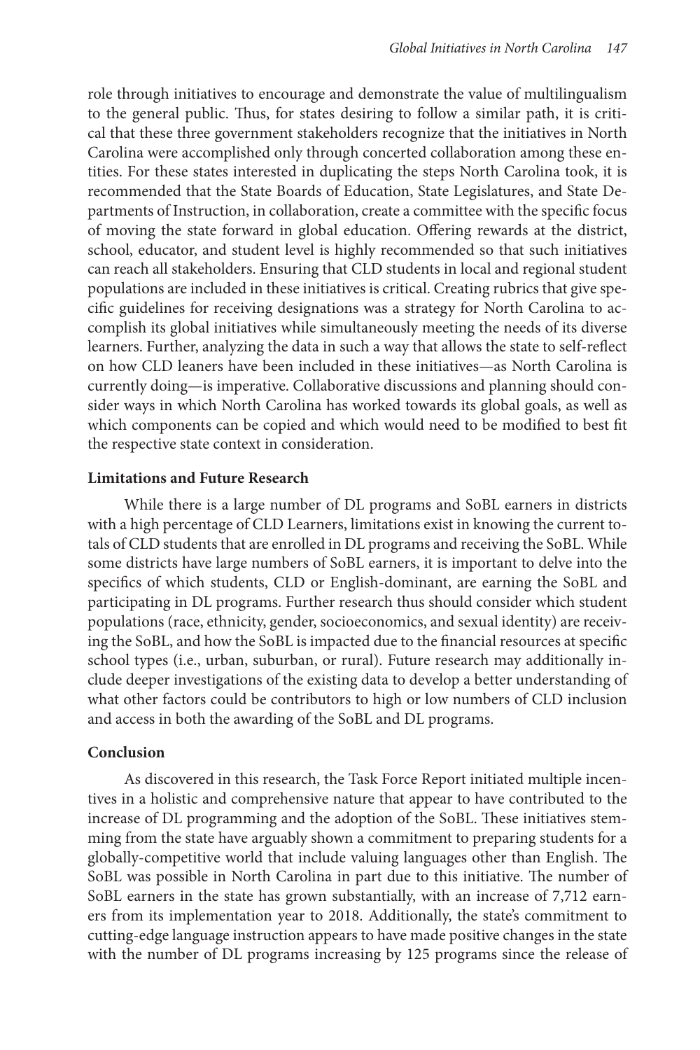role through initiatives to encourage and demonstrate the value of multilingualism to the general public. Thus, for states desiring to follow a similar path, it is critical that these three government stakeholders recognize that the initiatives in North Carolina were accomplished only through concerted collaboration among these entities. For these states interested in duplicating the steps North Carolina took, it is recommended that the State Boards of Education, State Legislatures, and State Departments of Instruction, in collaboration, create a committee with the specific focus of moving the state forward in global education. Offering rewards at the district, school, educator, and student level is highly recommended so that such initiatives can reach all stakeholders. Ensuring that CLD students in local and regional student populations are included in these initiatives is critical. Creating rubrics that give specific guidelines for receiving designations was a strategy for North Carolina to accomplish its global initiatives while simultaneously meeting the needs of its diverse learners. Further, analyzing the data in such a way that allows the state to self-reflect on how CLD leaners have been included in these initiatives—as North Carolina is currently doing—is imperative. Collaborative discussions and planning should consider ways in which North Carolina has worked towards its global goals, as well as which components can be copied and which would need to be modified to best fit the respective state context in consideration.

**Limitations and Future Research**

While there is a large number of DL programs and SoBL earners in districts with a high percentage of CLD Learners, limitations exist in knowing the current totals of CLD students that are enrolled in DL programs and receiving the SoBL. While some districts have large numbers of SoBL earners, it is important to delve into the specifics of which students, CLD or English-dominant, are earning the SoBL and participating in DL programs. Further research thus should consider which student populations (race, ethnicity, gender, socioeconomics, and sexual identity) are receiving the SoBL, and how the SoBL is impacted due to the financial resources at specific school types (i.e., urban, suburban, or rural). Future research may additionally include deeper investigations of the existing data to develop a better understanding of what other factors could be contributors to high or low numbers of CLD inclusion and access in both the awarding of the SoBL and DL programs.

**Conclusion**

As discovered in this research, the Task Force Report initiated multiple incentives in a holistic and comprehensive nature that appear to have contributed to the increase of DL programming and the adoption of the SoBL. These initiatives stemming from the state have arguably shown a commitment to preparing students for a globally-competitive world that include valuing languages other than English. The SoBL was possible in North Carolina in part due to this initiative. The number of SoBL earners in the state has grown substantially, with an increase of 7,712 earners from its implementation year to 2018. Additionally, the state's commitment to cutting-edge language instruction appears to have made positive changes in the state with the number of DL programs increasing by 125 programs since the release of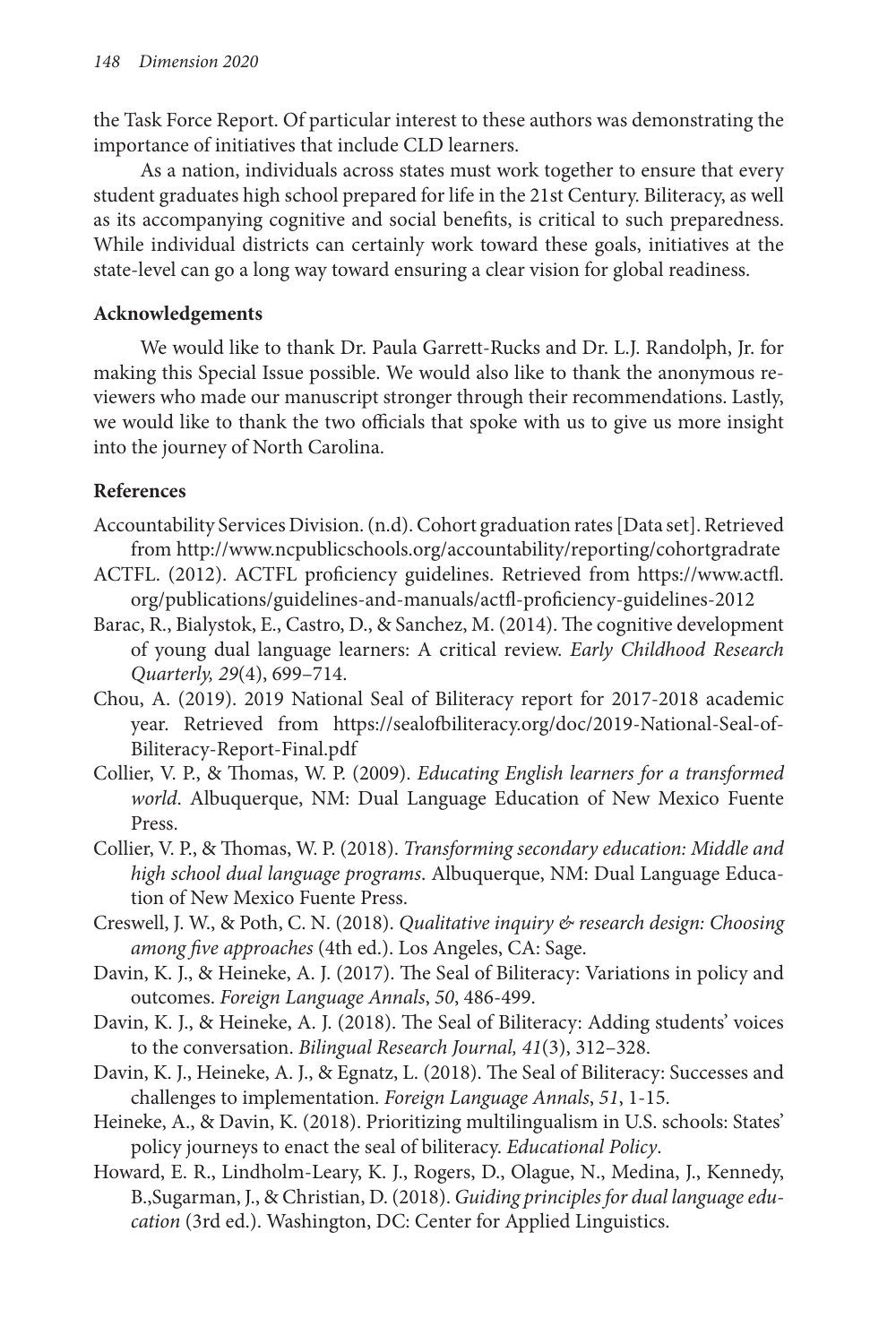the Task Force Report. Of particular interest to these authors was demonstrating the importance of initiatives that include CLD learners.

As a nation, individuals across states must work together to ensure that every student graduates high school prepared for life in the 21st Century. Biliteracy, as well as its accompanying cognitive and social benefits, is critical to such preparedness. While individual districts can certainly work toward these goals, initiatives at the state-level can go a long way toward ensuring a clear vision for global readiness.

**Acknowledgements**

We would like to thank Dr. Paula Garrett-Rucks and Dr. L.J. Randolph, Jr. for making this Special Issue possible. We would also like to thank the anonymous reviewers who made our manuscript stronger through their recommendations. Lastly, we would like to thank the two officials that spoke with us to give us more insight into the journey of North Carolina.

**References**

Accountability Services Division. (n.d). Cohort graduation rates [Data set]. Retrieved from http://www.ncpublicschools.org/accountability/reporting/cohortgradrate

ACTFL. (2012). ACTFL proficiency guidelines. Retrieved from https://www.actfl.org/publications/guidelines-and-manuals/actfl-proficiency-guidelines-2012

Barac, R., Bialystok, E., Castro, D., & Sanchez, M. (2014). The cognitive development of young dual language learners: A critical review. *Early Childhood Research Quarterly, 29*(4), 699–714.

Chou, A. (2019). 2019 National Seal of Biliteracy report for 2017-2018 academic year. Retrieved from https://sealofbiliteracy.org/doc/2019-National-Seal-of-Biliteracy-Report-Final.pdf

Collier, V. P., & Thomas, W. P. (2009). *Educating English learners for a transformed world*. Albuquerque, NM: Dual Language Education of New Mexico Fuente Press.

Collier, V. P., & Thomas, W. P. (2018). *Transforming secondary education: Middle and high school dual language programs.* Albuquerque, NM: Dual Language Education of New Mexico Fuente Press.

Creswell, J. W., & Poth, C. N. (2018). *Qualitative inquiry & research design: Choosing among five approaches* (4th ed.). Los Angeles, CA: Sage.

Davin, K. J., & Heineke, A. J. (2017). The Seal of Biliteracy: Variations in policy and outcomes. *Foreign Language Annals*, *50*, 486-499.

Davin, K. J., & Heineke, A. J. (2018). The Seal of Biliteracy: Adding students' voices to the conversation. *Bilingual Research Journal, 41*(3), 312–328.

Davin, K. J., Heineke, A. J., & Egnatz, L. (2018). The Seal of Biliteracy: Successes and challenges to implementation. *Foreign Language Annals*, *51*, 1-15.

Heineke, A., & Davin, K. (2018). Prioritizing multilingualism in U.S. schools: States' policy journeys to enact the seal of biliteracy. *Educational Policy*.

Howard, E. R., Lindholm-Leary, K. J., Rogers, D., Olague, N., Medina, J., Kennedy, B.,Sugarman, J., & Christian, D. (2018). *Guiding principles for dual language education* (3rd ed.). Washington, DC: Center for Applied Linguistics.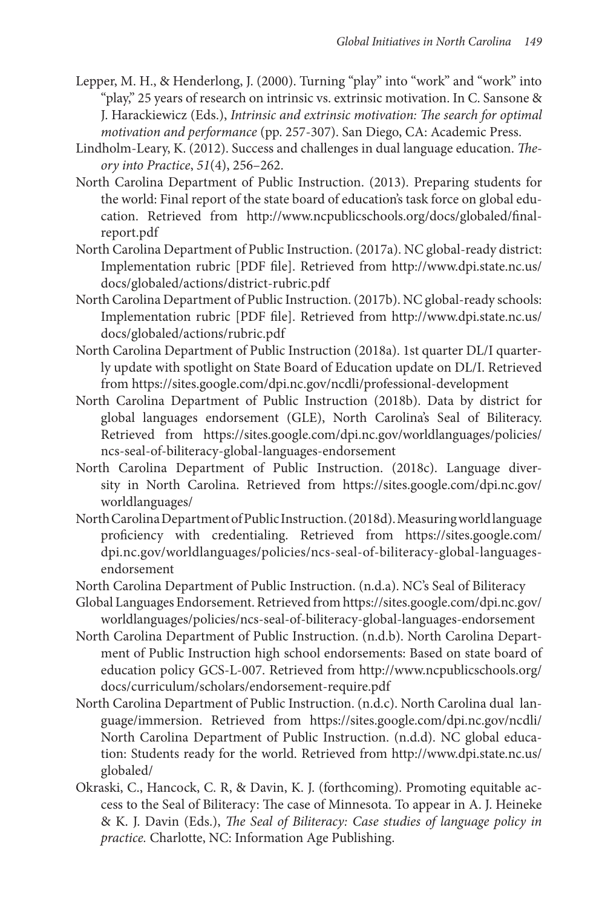Lepper, M. H., & Henderlong, J. (2000). Turning "play" into "work" and "work" into "play," 25 years of research on intrinsic vs. extrinsic motivation. In C. Sansone & J. Harackiewicz (Eds.), *Intrinsic and extrinsic motivation: The search for optimal motivation and performance* (pp. 257-307). San Diego, CA: Academic Press.

Lindholm-Leary, K. (2012). Success and challenges in dual language education. *Theory into Practice*, *51*(4), 256–262.

North Carolina Department of Public Instruction. (2013). Preparing students for the world: Final report of the state board of education's task force on global education. Retrieved from http://www.ncpublicschools.org/docs/globaled/final-report.pdf

North Carolina Department of Public Instruction. (2017a). NC global-ready district: Implementation rubric [PDF file]. Retrieved from http://www.dpi.state.nc.us/docs/globaled/actions/district-rubric.pdf

North Carolina Department of Public Instruction. (2017b). NC global-ready schools: Implementation rubric [PDF file]. Retrieved from http://www.dpi.state.nc.us/docs/globaled/actions/rubric.pdf

North Carolina Department of Public Instruction (2018a). 1st quarter DL/I quarterly update with spotlight on State Board of Education update on DL/I. Retrieved from https://sites.google.com/dpi.nc.gov/ncdli/professional-development

North Carolina Department of Public Instruction (2018b). Data by district for global languages endorsement (GLE), North Carolina's Seal of Biliteracy. Retrieved from https://sites.google.com/dpi.nc.gov/worldlanguages/policies/ncs-seal-of-biliteracy-global-languages-endorsement

North Carolina Department of Public Instruction. (2018c). Language diversity in North Carolina. Retrieved from https://sites.google.com/dpi.nc.gov/worldlanguages/

North Carolina Department of Public Instruction. (2018d). Measuring world language proficiency with credentialing. Retrieved from https://sites.google.com/dpi.nc.gov/worldlanguages/policies/ncs-seal-of-biliteracy-global-languages-endorsement

North Carolina Department of Public Instruction. (n.d.a). NC's Seal of Biliteracy Global Languages Endorsement. Retrieved from https://sites.google.com/dpi.nc.gov/worldlanguages/policies/ncs-seal-of-biliteracy-global-languages-endorsement

North Carolina Department of Public Instruction. (n.d.b). North Carolina Department of Public Instruction high school endorsements: Based on state board of education policy GCS-L-007. Retrieved from http://www.ncpublicschools.org/docs/curriculum/scholars/endorsement-require.pdf

North Carolina Department of Public Instruction. (n.d.c). North Carolina dual language/immersion. Retrieved from https://sites.google.com/dpi.nc.gov/ncdli/ North Carolina Department of Public Instruction. (n.d.d). NC global education: Students ready for the world. Retrieved from http://www.dpi.state.nc.us/globaled/

Okraski, C., Hancock, C. R, & Davin, K. J. (forthcoming). Promoting equitable access to the Seal of Biliteracy: The case of Minnesota. To appear in A. J. Heineke & K. J. Davin (Eds.), *The Seal of Biliteracy: Case studies of language policy in practice.* Charlotte, NC: Information Age Publishing.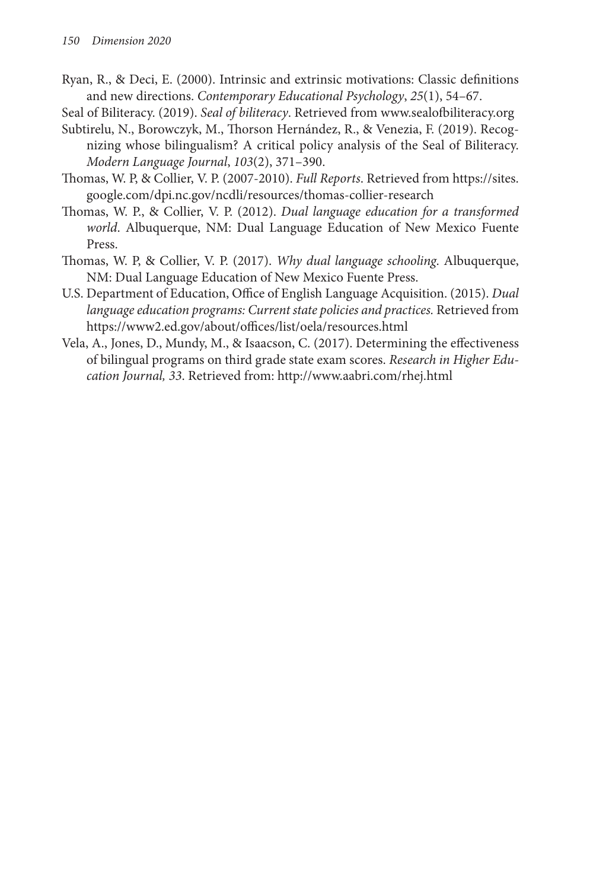Ryan, R., & Deci, E. (2000). Intrinsic and extrinsic motivations: Classic definitions and new directions. *Contemporary Educational Psychology*, *25*(1), 54–67.

Seal of Biliteracy. (2019). *Seal of biliteracy*. Retrieved from www.sealofbiliteracy.org

Subtirelu, N., Borowczyk, M., Thorson Hernández, R., & Venezia, F. (2019). Recognizing whose bilingualism? A critical policy analysis of the Seal of Biliteracy. *Modern Language Journal*, *103*(2), 371–390.

Thomas, W. P, & Collier, V. P. (2007-2010). *Full Reports*. Retrieved from https://sites.google.com/dpi.nc.gov/ncdli/resources/thomas-collier-research

Thomas, W. P., & Collier, V. P. (2012). *Dual language education for a transformed world*. Albuquerque, NM: Dual Language Education of New Mexico Fuente Press.

Thomas, W. P, & Collier, V. P. (2017). *Why dual language schooling*. Albuquerque, NM: Dual Language Education of New Mexico Fuente Press.

U.S. Department of Education, Office of English Language Acquisition. (2015). *Dual language education programs: Current state policies and practices.* Retrieved from https://www2.ed.gov/about/offices/list/oela/resources.html

Vela, A., Jones, D., Mundy, M., & Isaacson, C. (2017). Determining the effectiveness of bilingual programs on third grade state exam scores. *Research in Higher Education Journal, 33*. Retrieved from: http://www.aabri.com/rhej.html